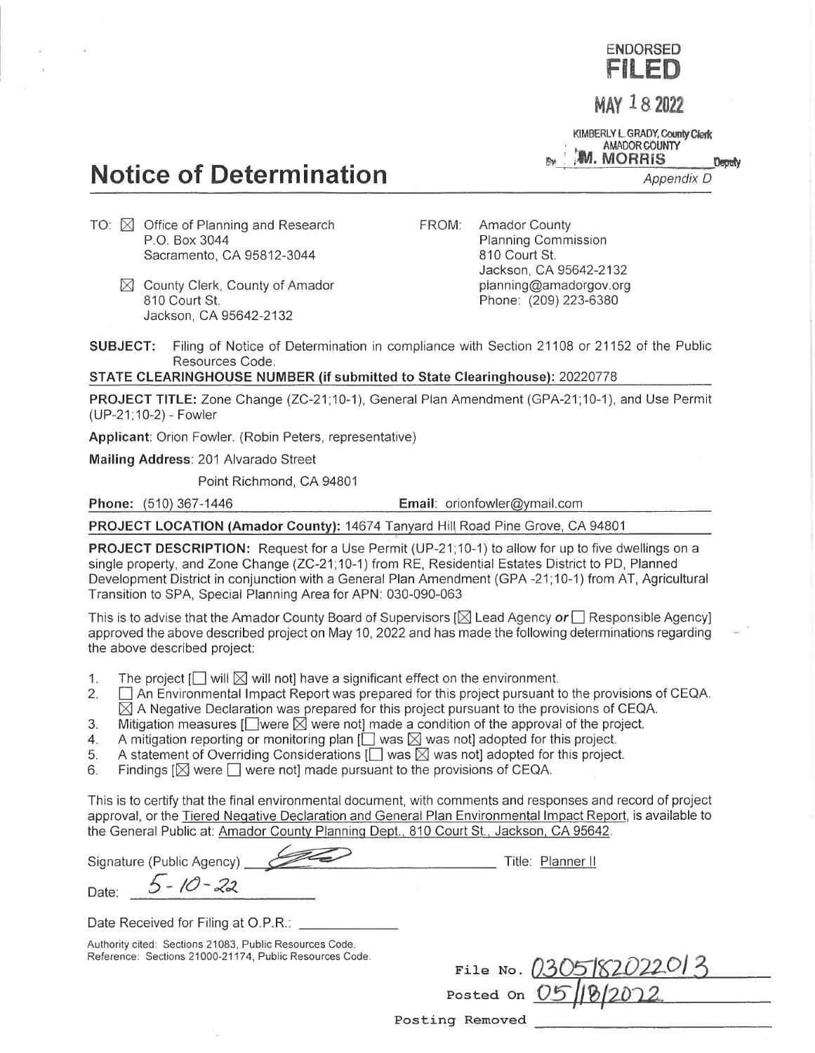ENDORSED
**FILED**

MAY 18 2022

KIMBERLY L. GRADY, County Clerk
AMADOR COUNTY
By M. MORRIS Deputy

# Notice of Determination

*Appendix D*

TO: ☒ Office of Planning and Research
P.O. Box 3044
Sacramento, CA 95812-3044

☒ County Clerk, County of Amador
810 Court St.
Jackson, CA 95642-2132

FROM: Amador County
Planning Commission
810 Court St.
Jackson, CA 95642-2132
planning@amadorgov.org
Phone: (209) 223-6380

**SUBJECT:** Filing of Notice of Determination in compliance with Section 21108 or 21152 of the Public Resources Code.

**STATE CLEARINGHOUSE NUMBER (if submitted to State Clearinghouse):** 20220778

**PROJECT TITLE:** Zone Change (ZC-21;10-1), General Plan Amendment (GPA-21;10-1), and Use Permit (UP-21;10-2) - Fowler

**Applicant**: Orion Fowler. (Robin Peters, representative)

**Mailing Address**: 201 Alvarado Street

Point Richmond, CA 94801

**Phone:** (510) 367-1446 **Email**: orionfowler@ymail.com

**PROJECT LOCATION (Amador County):** 14674 Tanyard Hill Road Pine Grove, CA 94801

**PROJECT DESCRIPTION:** Request for a Use Permit (UP-21;10-1) to allow for up to five dwellings on a single property, and Zone Change (ZC-21;10-1) from RE, Residential Estates District to PD, Planned Development District in conjunction with a General Plan Amendment (GPA -21;10-1) from AT, Agricultural Transition to SPA, Special Planning Area for APN: 030-090-063

This is to advise that the Amador County Board of Supervisors [☒ Lead Agency *or* ☐ Responsible Agency] approved the above described project on May 10, 2022 and has made the following determinations regarding the above described project:

1. The project [☐ will ☒ will not] have a significant effect on the environment.
2. ☐ An Environmental Impact Report was prepared for this project pursuant to the provisions of CEQA.
   ☒ A Negative Declaration was prepared for this project pursuant to the provisions of CEQA.
3. Mitigation measures [☐ were ☒ were not] made a condition of the approval of the project.
4. A mitigation reporting or monitoring plan [☐ was ☒ was not] adopted for this project.
5. A statement of Overriding Considerations [☐ was ☒ was not] adopted for this project.
6. Findings [☒ were ☐ were not] made pursuant to the provisions of CEQA.

This is to certify that the final environmental document, with comments and responses and record of project approval, or the Tiered Negative Declaration and General Plan Environmental Impact Report, is available to the General Public at: Amador County Planning Dept., 810 Court St., Jackson, CA 95642.

Signature (Public Agency) [signature] Title: Planner II

Date: 5-10-22

Date Received for Filing at O.P.R.: ____________

Authority cited: Sections 21083, Public Resources Code.
Reference: Sections 21000-21174, Public Resources Code.

File No. 03051820220l3
Posted On 05/18/2022
Posting Removed ____________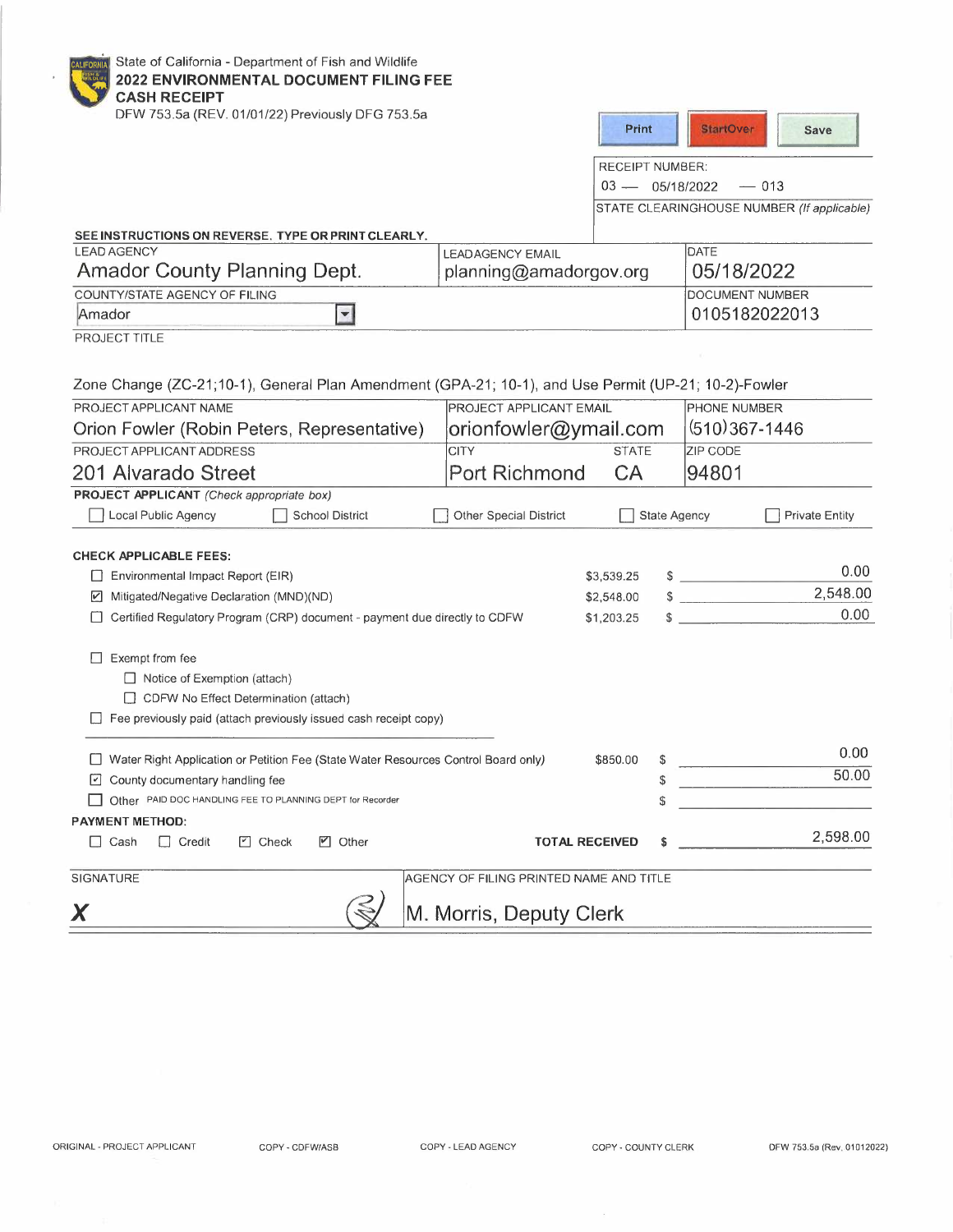State of California - Department of Fish and Wildlife

**2022 ENVIRONMENTAL DOCUMENT FILING FEE CASH RECEIPT**

DFW 753.5a (REV. 01/01/22) Previously DFG 753.5a

RECEIPT NUMBER:
03 — 05/18/2022 — 013

STATE CLEARINGHOUSE NUMBER *(If applicable)*

**SEE INSTRUCTIONS ON REVERSE. TYPE OR PRINT CLEARLY.**

| LEAD AGENCY | LEADAGENCY EMAIL | DATE |
|---|---|---|
| Amador County Planning Dept. | planning@amadorgov.org | 05/18/2022 |
| **COUNTY/STATE AGENCY OF FILING** | | **DOCUMENT NUMBER** |
| Amador | | 0105182022013 |

PROJECT TITLE

Zone Change (ZC-21;10-1), General Plan Amendment (GPA-21; 10-1), and Use Permit (UP-21; 10-2)-Fowler

| PROJECT APPLICANT NAME | PROJECT APPLICANT EMAIL | | PHONE NUMBER |
|---|---|---|---|
| Orion Fowler (Robin Peters, Representative) | orionfowler@ymail.com | | (510)367-1446 |
| **PROJECT APPLICANT ADDRESS** | **CITY** | **STATE** | **ZIP CODE** |
| 201 Alvarado Street | Port Richmond | CA | 94801 |

**PROJECT APPLICANT** *(Check appropriate box)*

☐ Local Public Agency ☐ School District ☐ Other Special District ☐ State Agency ☐ Private Entity

**CHECK APPLICABLE FEES:**

| | | |
|---|---|---|
| ☐ Environmental Impact Report (EIR) | $3,539.25 | $ 0.00 |
| ☑ Mitigated/Negative Declaration (MND)(ND) | $2,548.00 | $ 2,548.00 |
| ☐ Certified Regulatory Program (CRP) document - payment due directly to CDFW | $1,203.25 | $ 0.00 |

☐ Exempt from fee
- ☐ Notice of Exemption (attach)
- ☐ CDFW No Effect Determination (attach)

☐ Fee previously paid (attach previously issued cash receipt copy)

| | | |
|---|---|---|
| ☐ Water Right Application or Petition Fee (State Water Resources Control Board only) | $850.00 | $ 0.00 |
| ☑ County documentary handling fee | | $ 50.00 |
| ☐ Other PAID DOC HANDLING FEE TO PLANNING DEPT for Recorder | | $ |

**PAYMENT METHOD:**

☐ Cash ☐ Credit ☑ Check ☑ Other **TOTAL RECEIVED** $ 2,598.00

| SIGNATURE | AGENCY OF FILING PRINTED NAME AND TITLE |
|---|---|
| X | M. Morris, Deputy Clerk |

ORIGINAL - PROJECT APPLICANT COPY - CDFW/ASB COPY - LEAD AGENCY COPY - COUNTY CLERK DFW 753.5a (Rev. 01012022)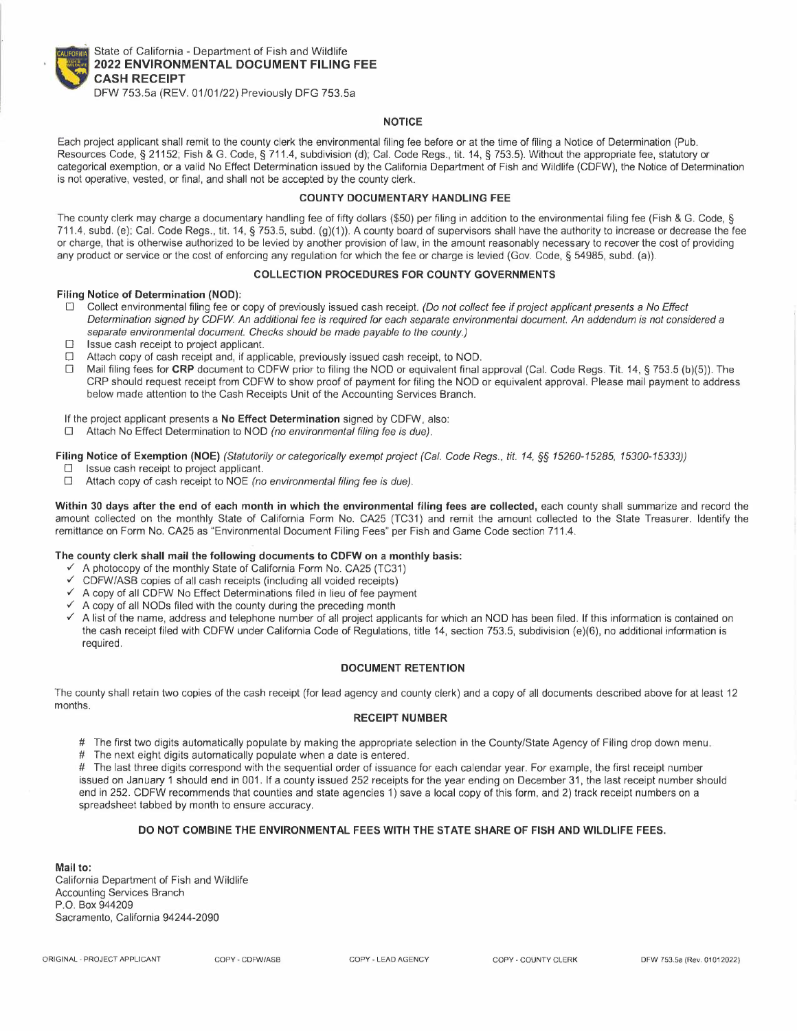State of California - Department of Fish and Wildlife
**2022 ENVIRONMENTAL DOCUMENT FILING FEE**
**CASH RECEIPT**
DFW 753.5a (REV. 01/01/22) Previously DFG 753.5a

## NOTICE

Each project applicant shall remit to the county clerk the environmental filing fee before or at the time of filing a Notice of Determination (Pub. Resources Code, § 21152; Fish & G. Code, § 711.4, subdivision (d); Cal. Code Regs., tit. 14, § 753.5). Without the appropriate fee, statutory or categorical exemption, or a valid No Effect Determination issued by the California Department of Fish and Wildlife (CDFW), the Notice of Determination is not operative, vested, or final, and shall not be accepted by the county clerk.

## COUNTY DOCUMENTARY HANDLING FEE

The county clerk may charge a documentary handling fee of fifty dollars ($50) per filing in addition to the environmental filing fee (Fish & G. Code, § 711.4, subd. (e); Cal. Code Regs., tit. 14, § 753.5, subd. (g)(1)). A county board of supervisors shall have the authority to increase or decrease the fee or charge, that is otherwise authorized to be levied by another provision of law, in the amount reasonably necessary to recover the cost of providing any product or service or the cost of enforcing any regulation for which the fee or charge is levied (Gov. Code, § 54985, subd. (a)).

## COLLECTION PROCEDURES FOR COUNTY GOVERNMENTS

**Filing Notice of Determination (NOD):**

- ☐ Collect environmental filing fee or copy of previously issued cash receipt. *(Do not collect fee if project applicant presents a No Effect Determination signed by CDFW. An additional fee is required for each separate environmental document. An addendum is not considered a separate environmental document. Checks should be made payable to the county.)*
- ☐ Issue cash receipt to project applicant.
- ☐ Attach copy of cash receipt and, if applicable, previously issued cash receipt, to NOD.
- ☐ Mail filing fees for **CRP** document to CDFW prior to filing the NOD or equivalent final approval (Cal. Code Regs. Tit. 14, § 753.5 (b)(5)). The CRP should request receipt from CDFW to show proof of payment for filing the NOD or equivalent approval. Please mail payment to address below made attention to the Cash Receipts Unit of the Accounting Services Branch.

If the project applicant presents a **No Effect Determination** signed by CDFW, also:

- ☐ Attach No Effect Determination to NOD *(no environmental filing fee is due)*.

**Filing Notice of Exemption (NOE)** *(Statutorily or categorically exempt project (Cal. Code Regs., tit. 14, §§ 15260-15285, 15300-15333))*

- ☐ Issue cash receipt to project applicant.
- ☐ Attach copy of cash receipt to NOE *(no environmental filing fee is due)*.

**Within 30 days after the end of each month in which the environmental filing fees are collected,** each county shall summarize and record the amount collected on the monthly State of California Form No. CA25 (TC31) and remit the amount collected to the State Treasurer. Identify the remittance on Form No. CA25 as "Environmental Document Filing Fees" per Fish and Game Code section 711.4.

**The county clerk shall mail the following documents to CDFW on a monthly basis:**

- ✓ A photocopy of the monthly State of California Form No. CA25 (TC31)
- ✓ CDFW/ASB copies of all cash receipts (including all voided receipts)
- ✓ A copy of all CDFW No Effect Determinations filed in lieu of fee payment
- ✓ A copy of all NODs filed with the county during the preceding month
- ✓ A list of the name, address and telephone number of all project applicants for which an NOD has been filed. If this information is contained on the cash receipt filed with CDFW under California Code of Regulations, title 14, section 753.5, subdivision (e)(6), no additional information is required.

## DOCUMENT RETENTION

The county shall retain two copies of the cash receipt (for lead agency and county clerk) and a copy of all documents described above for at least 12 months.

## RECEIPT NUMBER

# The first two digits automatically populate by making the appropriate selection in the County/State Agency of Filing drop down menu.
# The next eight digits automatically populate when a date is entered.
# The last three digits correspond with the sequential order of issuance for each calendar year. For example, the first receipt number issued on January 1 should end in 001. If a county issued 252 receipts for the year ending on December 31, the last receipt number should end in 252. CDFW recommends that counties and state agencies 1) save a local copy of this form, and 2) track receipt numbers on a spreadsheet tabbed by month to ensure accuracy.

**DO NOT COMBINE THE ENVIRONMENTAL FEES WITH THE STATE SHARE OF FISH AND WILDLIFE FEES.**

**Mail to:**
California Department of Fish and Wildlife
Accounting Services Branch
P.O. Box 944209
Sacramento, California 94244-2090

ORIGINAL - PROJECT APPLICANT | COPY - CDFW/ASB | COPY - LEAD AGENCY | COPY - COUNTY CLERK | DFW 753.5a (Rev. 01012022)